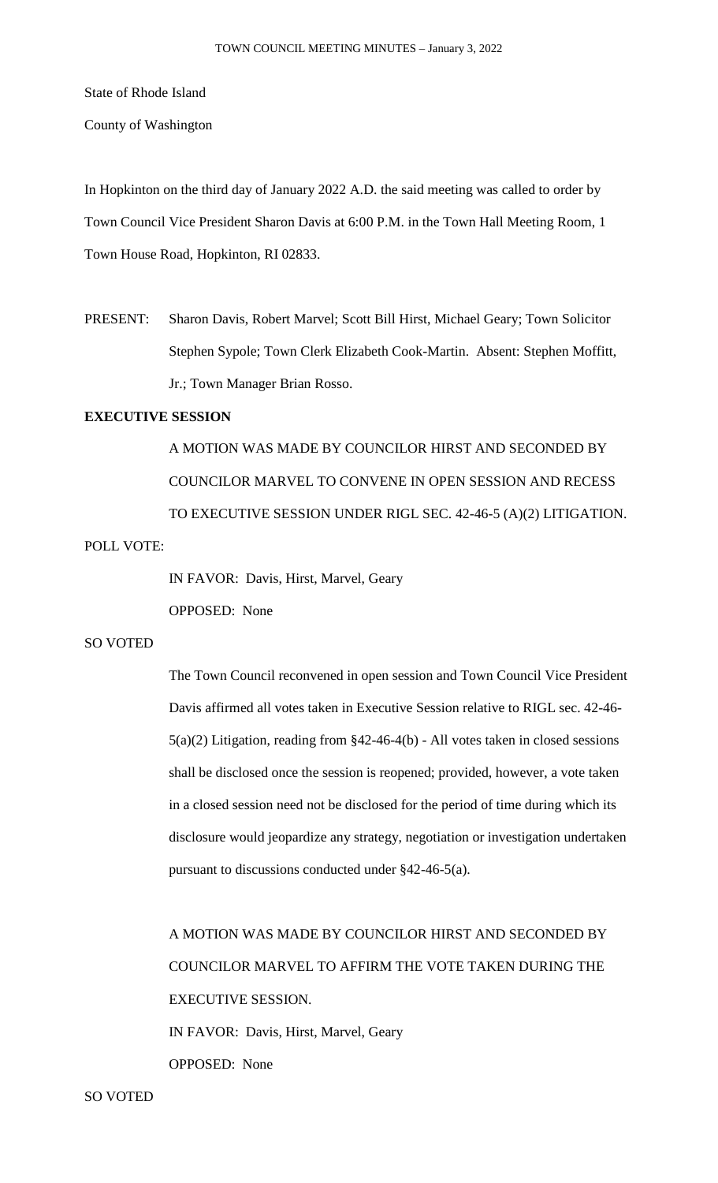State of Rhode Island

County of Washington

In Hopkinton on the third day of January 2022 A.D. the said meeting was called to order by Town Council Vice President Sharon Davis at 6:00 P.M. in the Town Hall Meeting Room, 1 Town House Road, Hopkinton, RI 02833.

PRESENT: Sharon Davis, Robert Marvel; Scott Bill Hirst, Michael Geary; Town Solicitor Stephen Sypole; Town Clerk Elizabeth Cook-Martin. Absent: Stephen Moffitt, Jr.; Town Manager Brian Rosso.

**EXECUTIVE SESSION**

A MOTION WAS MADE BY COUNCILOR HIRST AND SECONDED BY COUNCILOR MARVEL TO CONVENE IN OPEN SESSION AND RECESS TO EXECUTIVE SESSION UNDER RIGL SEC. 42-46-5 (A)(2) LITIGATION.

POLL VOTE:

IN FAVOR: Davis, Hirst, Marvel, Geary

OPPOSED: None

SO VOTED

The Town Council reconvened in open session and Town Council Vice President Davis affirmed all votes taken in Executive Session relative to RIGL sec. 42-46-5(a)(2) Litigation, reading from §42-46-4(b) - All votes taken in closed sessions shall be disclosed once the session is reopened; provided, however, a vote taken in a closed session need not be disclosed for the period of time during which its disclosure would jeopardize any strategy, negotiation or investigation undertaken pursuant to discussions conducted under §42-46-5(a).

A MOTION WAS MADE BY COUNCILOR HIRST AND SECONDED BY COUNCILOR MARVEL TO AFFIRM THE VOTE TAKEN DURING THE EXECUTIVE SESSION.

IN FAVOR: Davis, Hirst, Marvel, Geary

OPPOSED: None

SO VOTED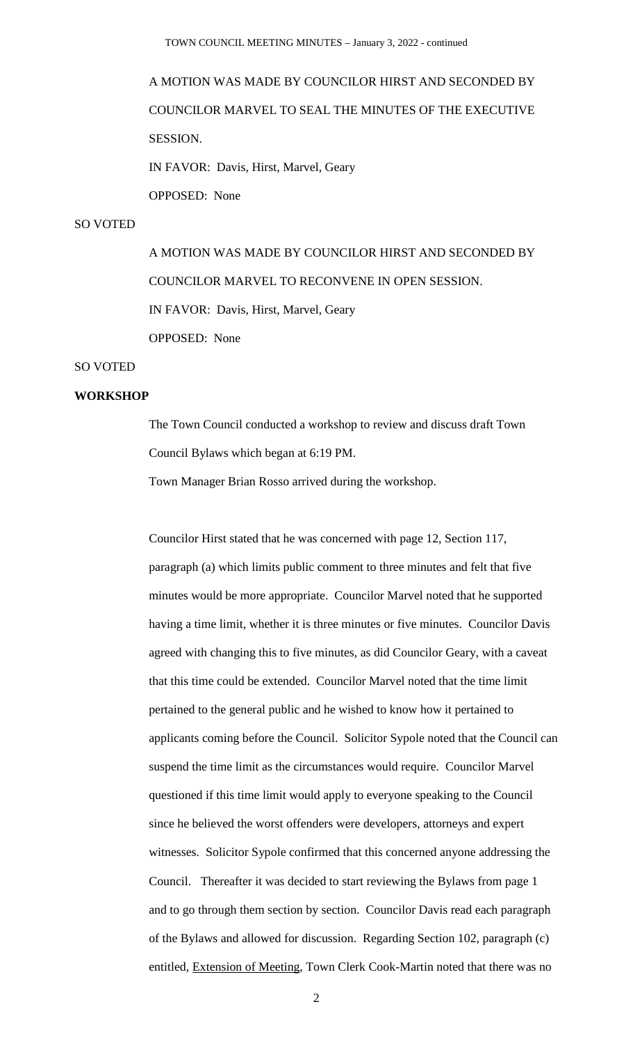A MOTION WAS MADE BY COUNCILOR HIRST AND SECONDED BY COUNCILOR MARVEL TO SEAL THE MINUTES OF THE EXECUTIVE SESSION.

IN FAVOR: Davis, Hirst, Marvel, Geary

OPPOSED: None

SO VOTED

A MOTION WAS MADE BY COUNCILOR HIRST AND SECONDED BY COUNCILOR MARVEL TO RECONVENE IN OPEN SESSION.

IN FAVOR: Davis, Hirst, Marvel, Geary

OPPOSED: None

SO VOTED

**WORKSHOP**

The Town Council conducted a workshop to review and discuss draft Town Council Bylaws which began at 6:19 PM.

Town Manager Brian Rosso arrived during the workshop.

Councilor Hirst stated that he was concerned with page 12, Section 117, paragraph (a) which limits public comment to three minutes and felt that five minutes would be more appropriate. Councilor Marvel noted that he supported having a time limit, whether it is three minutes or five minutes. Councilor Davis agreed with changing this to five minutes, as did Councilor Geary, with a caveat that this time could be extended. Councilor Marvel noted that the time limit pertained to the general public and he wished to know how it pertained to applicants coming before the Council. Solicitor Sypole noted that the Council can suspend the time limit as the circumstances would require. Councilor Marvel questioned if this time limit would apply to everyone speaking to the Council since he believed the worst offenders were developers, attorneys and expert witnesses. Solicitor Sypole confirmed that this concerned anyone addressing the Council. Thereafter it was decided to start reviewing the Bylaws from page 1 and to go through them section by section. Councilor Davis read each paragraph of the Bylaws and allowed for discussion. Regarding Section 102, paragraph (c) entitled, <u>Extension of Meeting</u>, Town Clerk Cook-Martin noted that there was no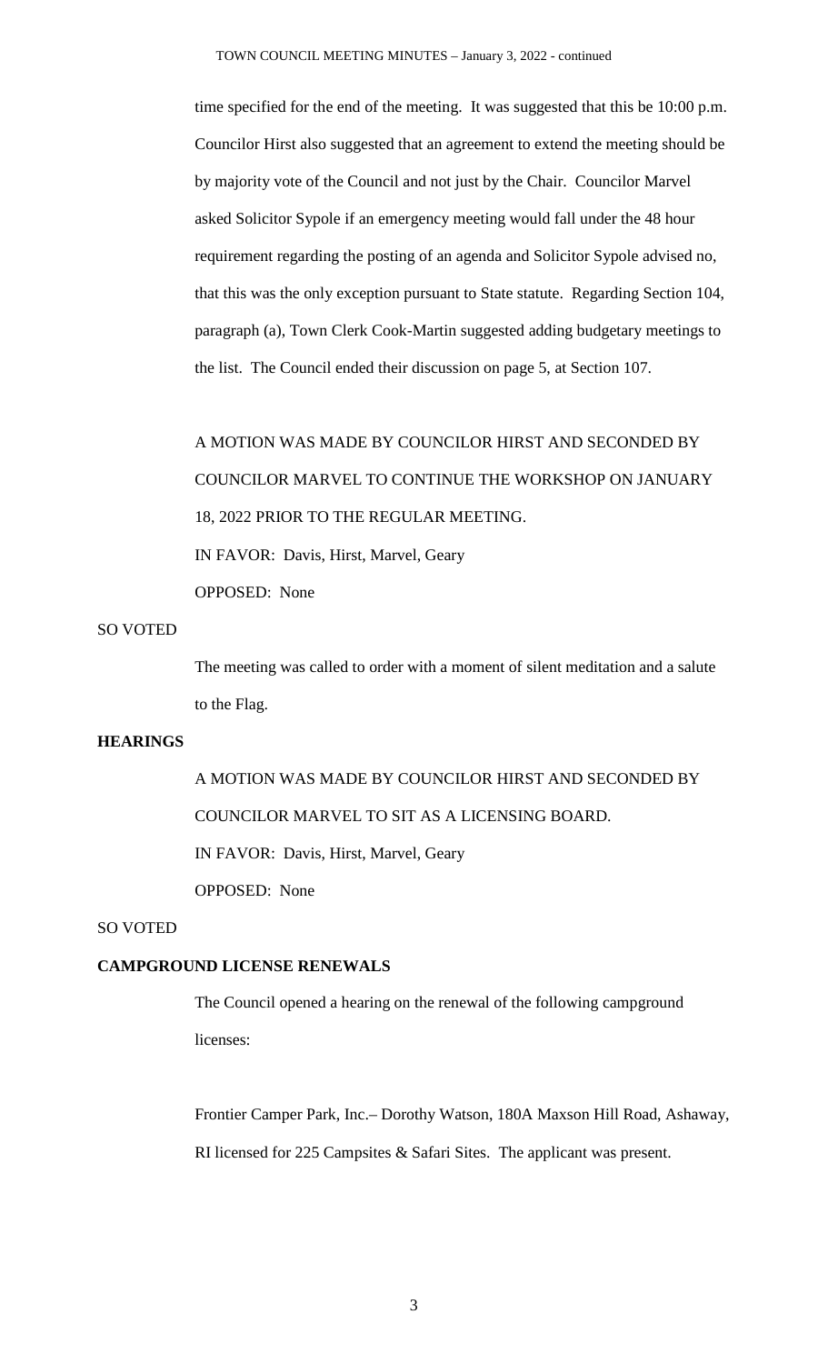time specified for the end of the meeting. It was suggested that this be 10:00 p.m. Councilor Hirst also suggested that an agreement to extend the meeting should be by majority vote of the Council and not just by the Chair. Councilor Marvel asked Solicitor Sypole if an emergency meeting would fall under the 48 hour requirement regarding the posting of an agenda and Solicitor Sypole advised no, that this was the only exception pursuant to State statute. Regarding Section 104, paragraph (a), Town Clerk Cook-Martin suggested adding budgetary meetings to the list. The Council ended their discussion on page 5, at Section 107.

A MOTION WAS MADE BY COUNCILOR HIRST AND SECONDED BY COUNCILOR MARVEL TO CONTINUE THE WORKSHOP ON JANUARY 18, 2022 PRIOR TO THE REGULAR MEETING.

IN FAVOR: Davis, Hirst, Marvel, Geary

OPPOSED: None

SO VOTED

The meeting was called to order with a moment of silent meditation and a salute to the Flag.

**HEARINGS**

A MOTION WAS MADE BY COUNCILOR HIRST AND SECONDED BY COUNCILOR MARVEL TO SIT AS A LICENSING BOARD.

IN FAVOR: Davis, Hirst, Marvel, Geary

OPPOSED: None

SO VOTED

**CAMPGROUND LICENSE RENEWALS**

The Council opened a hearing on the renewal of the following campground licenses:

Frontier Camper Park, Inc.– Dorothy Watson, 180A Maxson Hill Road, Ashaway, RI licensed for 225 Campsites & Safari Sites. The applicant was present.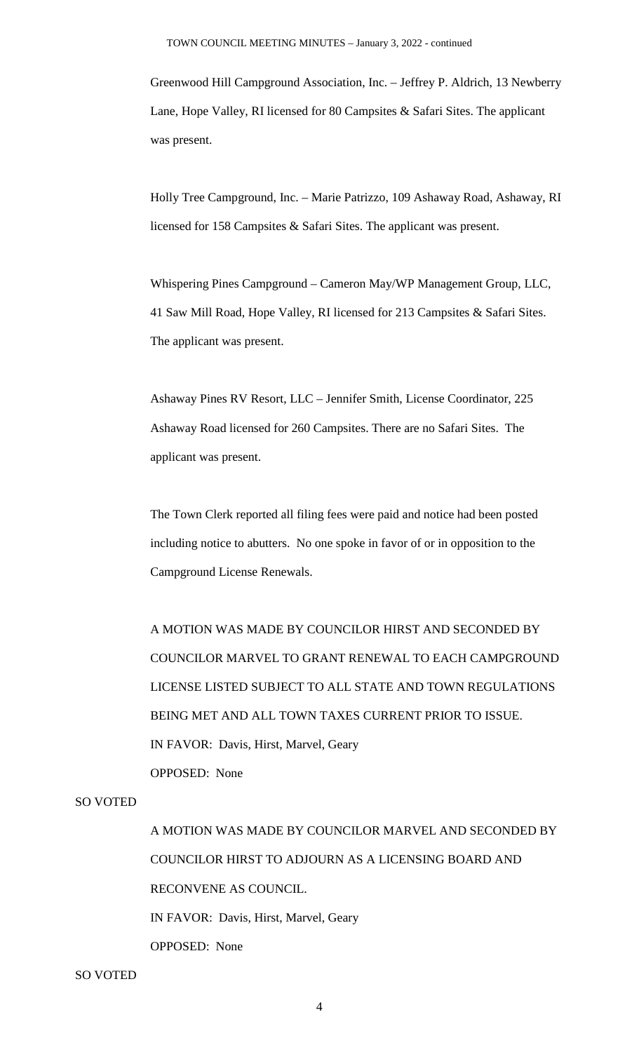Greenwood Hill Campground Association, Inc. – Jeffrey P. Aldrich, 13 Newberry Lane, Hope Valley, RI licensed for 80 Campsites & Safari Sites. The applicant was present.

Holly Tree Campground, Inc. – Marie Patrizzo, 109 Ashaway Road, Ashaway, RI licensed for 158 Campsites & Safari Sites. The applicant was present.

Whispering Pines Campground – Cameron May/WP Management Group, LLC, 41 Saw Mill Road, Hope Valley, RI licensed for 213 Campsites & Safari Sites. The applicant was present.

Ashaway Pines RV Resort, LLC – Jennifer Smith, License Coordinator, 225 Ashaway Road licensed for 260 Campsites. There are no Safari Sites. The applicant was present.

The Town Clerk reported all filing fees were paid and notice had been posted including notice to abutters. No one spoke in favor of or in opposition to the Campground License Renewals.

A MOTION WAS MADE BY COUNCILOR HIRST AND SECONDED BY COUNCILOR MARVEL TO GRANT RENEWAL TO EACH CAMPGROUND LICENSE LISTED SUBJECT TO ALL STATE AND TOWN REGULATIONS BEING MET AND ALL TOWN TAXES CURRENT PRIOR TO ISSUE.

IN FAVOR: Davis, Hirst, Marvel, Geary

OPPOSED: None

SO VOTED

A MOTION WAS MADE BY COUNCILOR MARVEL AND SECONDED BY COUNCILOR HIRST TO ADJOURN AS A LICENSING BOARD AND RECONVENE AS COUNCIL.

IN FAVOR: Davis, Hirst, Marvel, Geary

OPPOSED: None

SO VOTED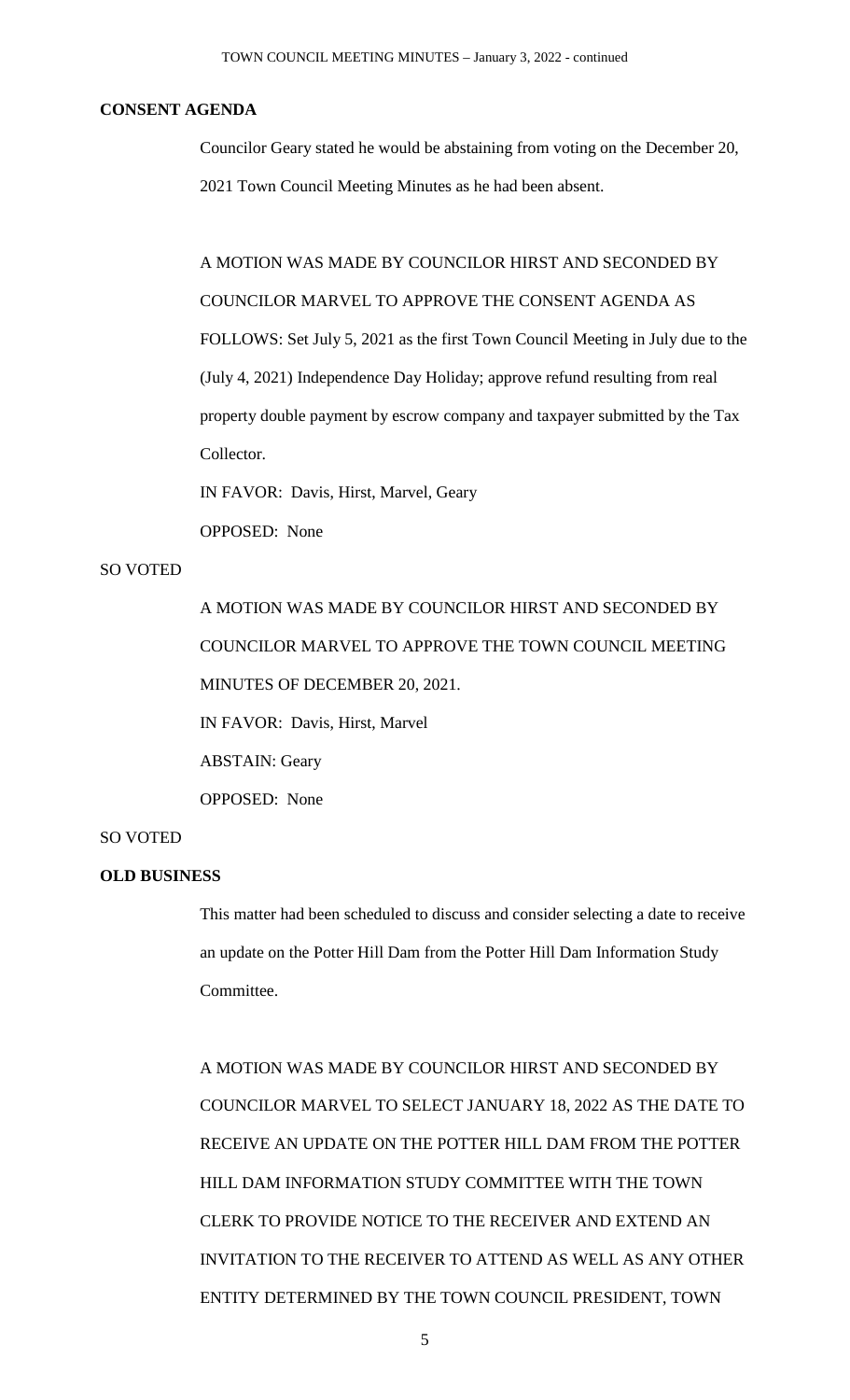## CONSENT AGENDA

Councilor Geary stated he would be abstaining from voting on the December 20, 2021 Town Council Meeting Minutes as he had been absent.

A MOTION WAS MADE BY COUNCILOR HIRST AND SECONDED BY COUNCILOR MARVEL TO APPROVE THE CONSENT AGENDA AS FOLLOWS: Set July 5, 2021 as the first Town Council Meeting in July due to the (July 4, 2021) Independence Day Holiday; approve refund resulting from real property double payment by escrow company and taxpayer submitted by the Tax Collector.

IN FAVOR: Davis, Hirst, Marvel, Geary

OPPOSED: None

SO VOTED

A MOTION WAS MADE BY COUNCILOR HIRST AND SECONDED BY COUNCILOR MARVEL TO APPROVE THE TOWN COUNCIL MEETING MINUTES OF DECEMBER 20, 2021.

IN FAVOR: Davis, Hirst, Marvel

ABSTAIN: Geary

OPPOSED: None

SO VOTED

## OLD BUSINESS

This matter had been scheduled to discuss and consider selecting a date to receive an update on the Potter Hill Dam from the Potter Hill Dam Information Study Committee.

A MOTION WAS MADE BY COUNCILOR HIRST AND SECONDED BY COUNCILOR MARVEL TO SELECT JANUARY 18, 2022 AS THE DATE TO RECEIVE AN UPDATE ON THE POTTER HILL DAM FROM THE POTTER HILL DAM INFORMATION STUDY COMMITTEE WITH THE TOWN CLERK TO PROVIDE NOTICE TO THE RECEIVER AND EXTEND AN INVITATION TO THE RECEIVER TO ATTEND AS WELL AS ANY OTHER ENTITY DETERMINED BY THE TOWN COUNCIL PRESIDENT, TOWN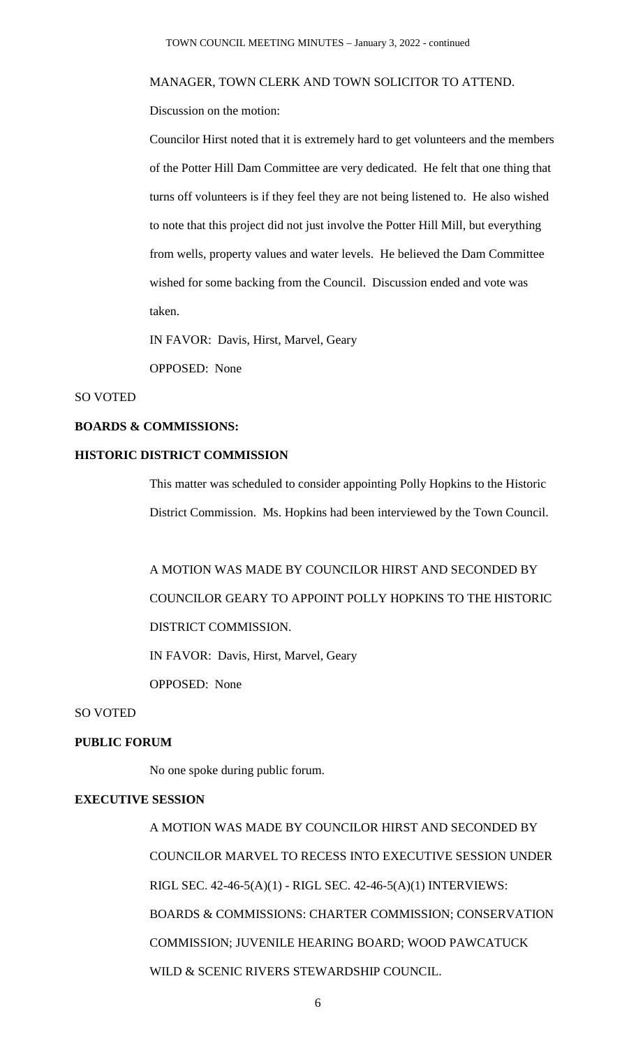MANAGER, TOWN CLERK AND TOWN SOLICITOR TO ATTEND.

Discussion on the motion:

Councilor Hirst noted that it is extremely hard to get volunteers and the members of the Potter Hill Dam Committee are very dedicated. He felt that one thing that turns off volunteers is if they feel they are not being listened to. He also wished to note that this project did not just involve the Potter Hill Mill, but everything from wells, property values and water levels. He believed the Dam Committee wished for some backing from the Council. Discussion ended and vote was taken.

IN FAVOR: Davis, Hirst, Marvel, Geary

OPPOSED: None

SO VOTED

**BOARDS & COMMISSIONS:**

**HISTORIC DISTRICT COMMISSION**

This matter was scheduled to consider appointing Polly Hopkins to the Historic District Commission. Ms. Hopkins had been interviewed by the Town Council.

A MOTION WAS MADE BY COUNCILOR HIRST AND SECONDED BY COUNCILOR GEARY TO APPOINT POLLY HOPKINS TO THE HISTORIC DISTRICT COMMISSION.

IN FAVOR: Davis, Hirst, Marvel, Geary

OPPOSED: None

SO VOTED

**PUBLIC FORUM**

No one spoke during public forum.

**EXECUTIVE SESSION**

A MOTION WAS MADE BY COUNCILOR HIRST AND SECONDED BY COUNCILOR MARVEL TO RECESS INTO EXECUTIVE SESSION UNDER RIGL SEC. 42-46-5(A)(1) - RIGL SEC. 42-46-5(A)(1) INTERVIEWS: BOARDS & COMMISSIONS: CHARTER COMMISSION; CONSERVATION COMMISSION; JUVENILE HEARING BOARD; WOOD PAWCATUCK WILD & SCENIC RIVERS STEWARDSHIP COUNCIL.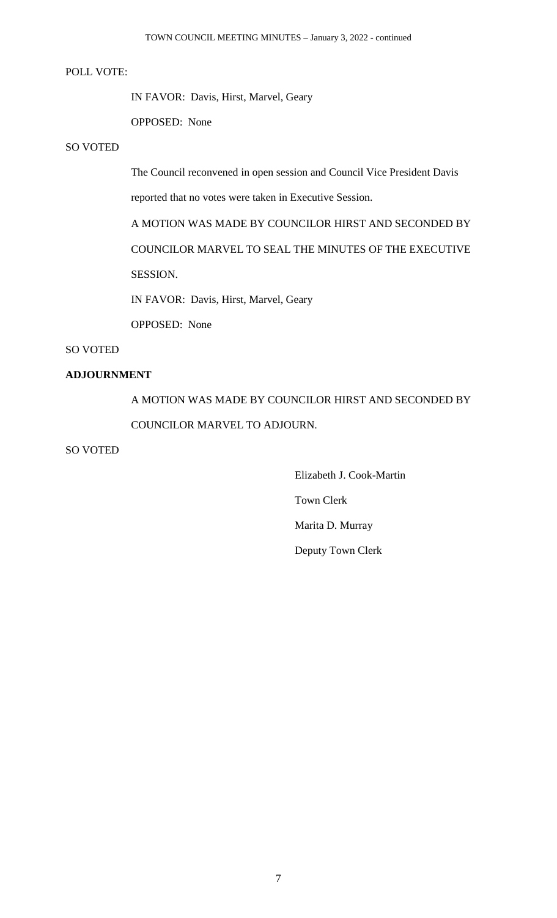POLL VOTE:

IN FAVOR: Davis, Hirst, Marvel, Geary

OPPOSED: None

SO VOTED

The Council reconvened in open session and Council Vice President Davis reported that no votes were taken in Executive Session.

A MOTION WAS MADE BY COUNCILOR HIRST AND SECONDED BY COUNCILOR MARVEL TO SEAL THE MINUTES OF THE EXECUTIVE SESSION.

IN FAVOR: Davis, Hirst, Marvel, Geary

OPPOSED: None

SO VOTED

**ADJOURNMENT**

A MOTION WAS MADE BY COUNCILOR HIRST AND SECONDED BY COUNCILOR MARVEL TO ADJOURN.

SO VOTED

Elizabeth J. Cook-Martin

Town Clerk

Marita D. Murray

Deputy Town Clerk